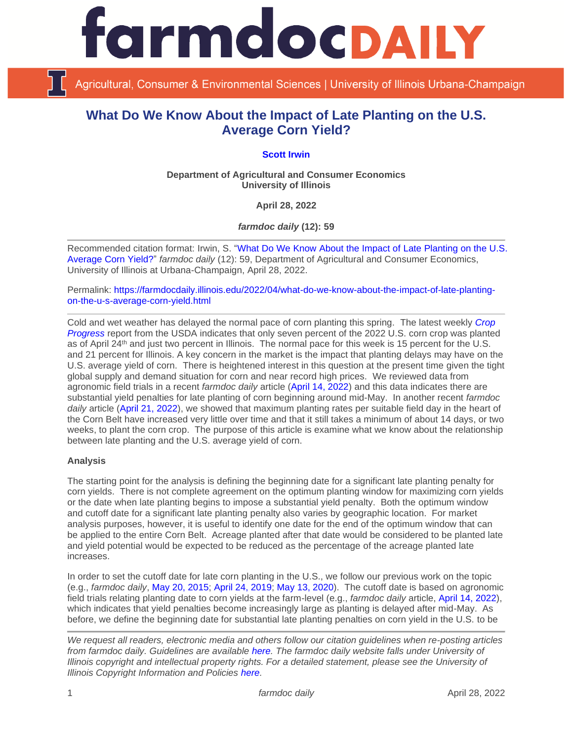# What Do We Know About the Impact of Late Planting on the U.S. Average Corn Yield?

**Scott Irwin**

**Department of Agricultural and Consumer Economics**
**University of Illinois**

**April 28, 2022**

***farmdoc daily* (12): 59**

Recommended citation format: Irwin, S. "What Do We Know About the Impact of Late Planting on the U.S. Average Corn Yield?" *farmdoc daily* (12): 59, Department of Agricultural and Consumer Economics, University of Illinois at Urbana-Champaign, April 28, 2022.

Permalink: https://farmdocdaily.illinois.edu/2022/04/what-do-we-know-about-the-impact-of-late-planting-on-the-u-s-average-corn-yield.html

Cold and wet weather has delayed the normal pace of corn planting this spring. The latest weekly *Crop Progress* report from the USDA indicates that only seven percent of the 2022 U.S. corn crop was planted as of April 24th and just two percent in Illinois. The normal pace for this week is 15 percent for the U.S. and 21 percent for Illinois. A key concern in the market is the impact that planting delays may have on the U.S. average yield of corn. There is heightened interest in this question at the present time given the tight global supply and demand situation for corn and near record high prices. We reviewed data from agronomic field trials in a recent *farmdoc daily* article (April 14, 2022) and this data indicates there are substantial yield penalties for late planting of corn beginning around mid-May. In another recent *farmdoc daily* article (April 21, 2022), we showed that maximum planting rates per suitable field day in the heart of the Corn Belt have increased very little over time and that it still takes a minimum of about 14 days, or two weeks, to plant the corn crop. The purpose of this article is examine what we know about the relationship between late planting and the U.S. average yield of corn.

**Analysis**

The starting point for the analysis is defining the beginning date for a significant late planting penalty for corn yields. There is not complete agreement on the optimum planting window for maximizing corn yields or the date when late planting begins to impose a substantial yield penalty. Both the optimum window and cutoff date for a significant late planting penalty also varies by geographic location. For market analysis purposes, however, it is useful to identify one date for the end of the optimum window that can be applied to the entire Corn Belt. Acreage planted after that date would be considered to be planted late and yield potential would be expected to be reduced as the percentage of the acreage planted late increases.

In order to set the cutoff date for late corn planting in the U.S., we follow our previous work on the topic (e.g., *farmdoc daily*, May 20, 2015; April 24, 2019; May 13, 2020). The cutoff date is based on agronomic field trials relating planting date to corn yields at the farm-level (e.g., *farmdoc daily* article, April 14, 2022), which indicates that yield penalties become increasingly large as planting is delayed after mid-May. As before, we define the beginning date for substantial late planting penalties on corn yield in the U.S. to be

*We request all readers, electronic media and others follow our citation guidelines when re-posting articles from farmdoc daily. Guidelines are available here. The farmdoc daily website falls under University of Illinois copyright and intellectual property rights. For a detailed statement, please see the University of Illinois Copyright Information and Policies here.*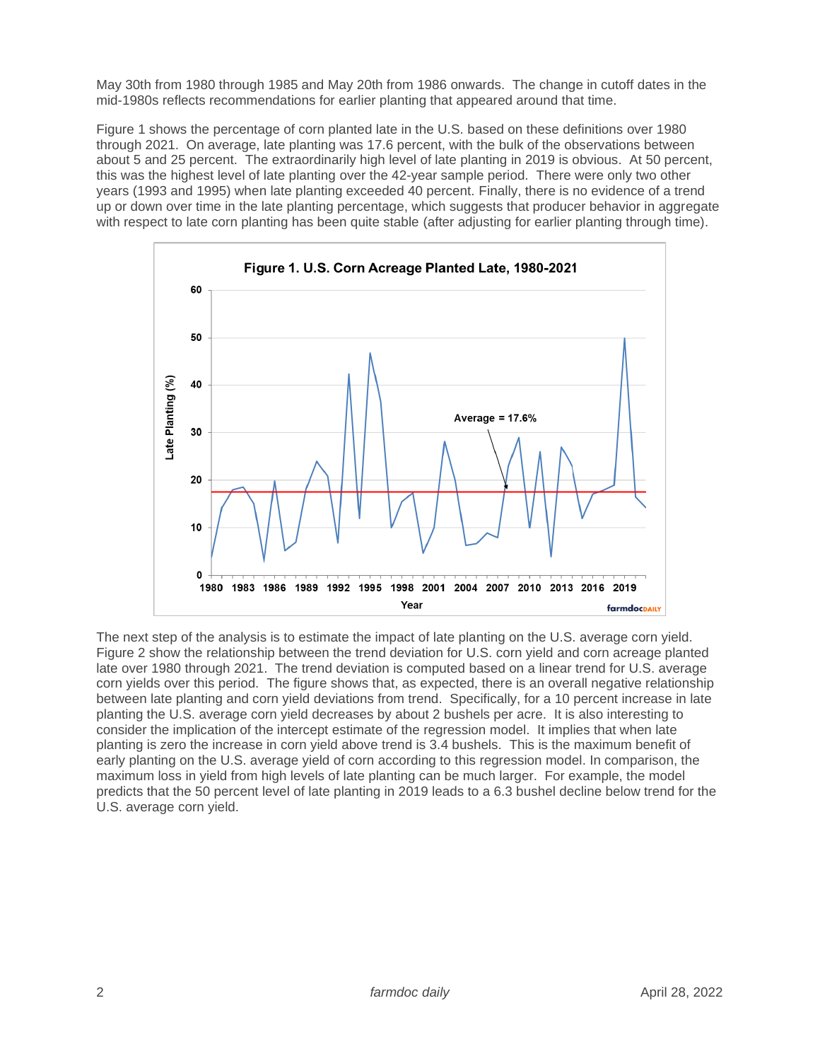May 30th from 1980 through 1985 and May 20th from 1986 onwards. The change in cutoff dates in the mid-1980s reflects recommendations for earlier planting that appeared around that time.

Figure 1 shows the percentage of corn planted late in the U.S. based on these definitions over 1980 through 2021. On average, late planting was 17.6 percent, with the bulk of the observations between about 5 and 25 percent. The extraordinarily high level of late planting in 2019 is obvious. At 50 percent, this was the highest level of late planting over the 42-year sample period. There were only two other years (1993 and 1995) when late planting exceeded 40 percent. Finally, there is no evidence of a trend up or down over time in the late planting percentage, which suggests that producer behavior in aggregate with respect to late corn planting has been quite stable (after adjusting for earlier planting through time).

Figure 1. U.S. Corn Acreage Planted Late, 1980-2021

The next step of the analysis is to estimate the impact of late planting on the U.S. average corn yield. Figure 2 show the relationship between the trend deviation for U.S. corn yield and corn acreage planted late over 1980 through 2021. The trend deviation is computed based on a linear trend for U.S. average corn yields over this period. The figure shows that, as expected, there is an overall negative relationship between late planting and corn yield deviations from trend. Specifically, for a 10 percent increase in late planting the U.S. average corn yield decreases by about 2 bushels per acre. It is also interesting to consider the implication of the intercept estimate of the regression model. It implies that when late planting is zero the increase in corn yield above trend is 3.4 bushels. This is the maximum benefit of early planting on the U.S. average yield of corn according to this regression model. In comparison, the maximum loss in yield from high levels of late planting can be much larger. For example, the model predicts that the 50 percent level of late planting in 2019 leads to a 6.3 bushel decline below trend for the U.S. average corn yield.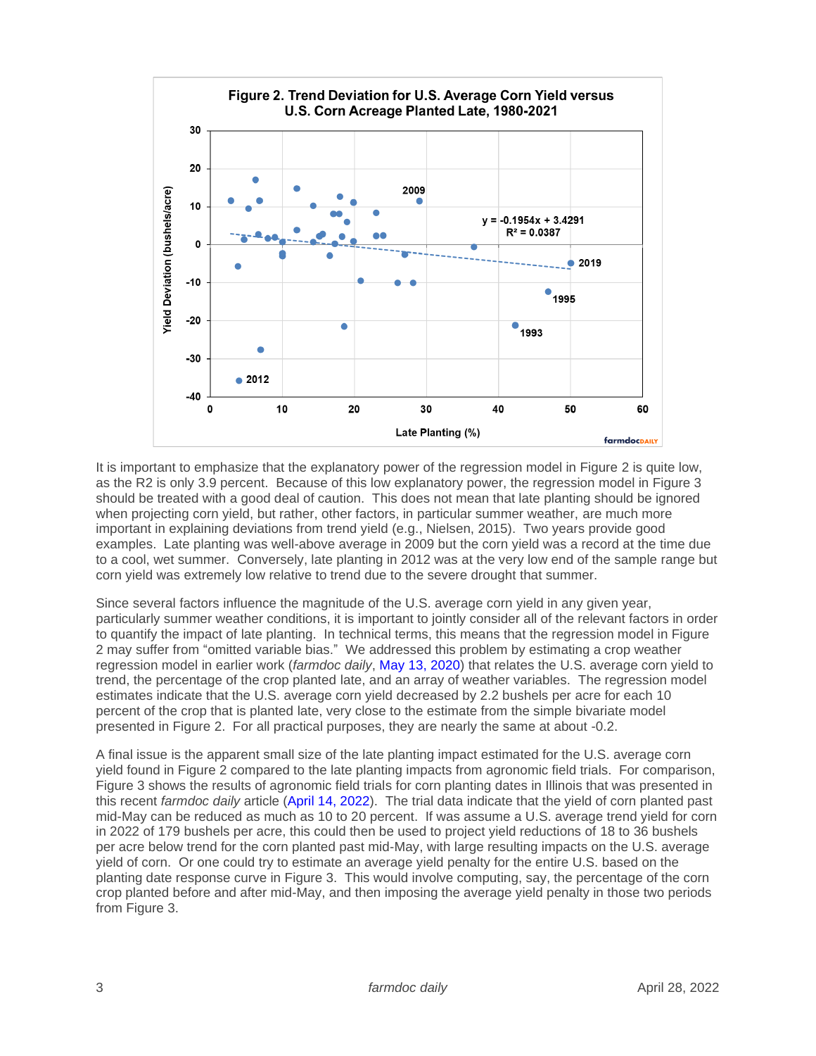**Figure 2. Trend Deviation for U.S. Average Corn Yield versus U.S. Corn Acreage Planted Late, 1980-2021**

It is important to emphasize that the explanatory power of the regression model in Figure 2 is quite low, as the R2 is only 3.9 percent. Because of this low explanatory power, the regression model in Figure 3 should be treated with a good deal of caution. This does not mean that late planting should be ignored when projecting corn yield, but rather, other factors, in particular summer weather, are much more important in explaining deviations from trend yield (e.g., Nielsen, 2015). Two years provide good examples. Late planting was well-above average in 2009 but the corn yield was a record at the time due to a cool, wet summer. Conversely, late planting in 2012 was at the very low end of the sample range but corn yield was extremely low relative to trend due to the severe drought that summer.

Since several factors influence the magnitude of the U.S. average corn yield in any given year, particularly summer weather conditions, it is important to jointly consider all of the relevant factors in order to quantify the impact of late planting. In technical terms, this means that the regression model in Figure 2 may suffer from "omitted variable bias." We addressed this problem by estimating a crop weather regression model in earlier work (*farmdoc daily*, May 13, 2020) that relates the U.S. average corn yield to trend, the percentage of the crop planted late, and an array of weather variables. The regression model estimates indicate that the U.S. average corn yield decreased by 2.2 bushels per acre for each 10 percent of the crop that is planted late, very close to the estimate from the simple bivariate model presented in Figure 2. For all practical purposes, they are nearly the same at about -0.2.

A final issue is the apparent small size of the late planting impact estimated for the U.S. average corn yield found in Figure 2 compared to the late planting impacts from agronomic field trials. For comparison, Figure 3 shows the results of agronomic field trials for corn planting dates in Illinois that was presented in this recent *farmdoc daily* article (April 14, 2022). The trial data indicate that the yield of corn planted past mid-May can be reduced as much as 10 to 20 percent. If was assume a U.S. average trend yield for corn in 2022 of 179 bushels per acre, this could then be used to project yield reductions of 18 to 36 bushels per acre below trend for the corn planted past mid-May, with large resulting impacts on the U.S. average yield of corn. Or one could try to estimate an average yield penalty for the entire U.S. based on the planting date response curve in Figure 3. This would involve computing, say, the percentage of the corn crop planted before and after mid-May, and then imposing the average yield penalty in those two periods from Figure 3.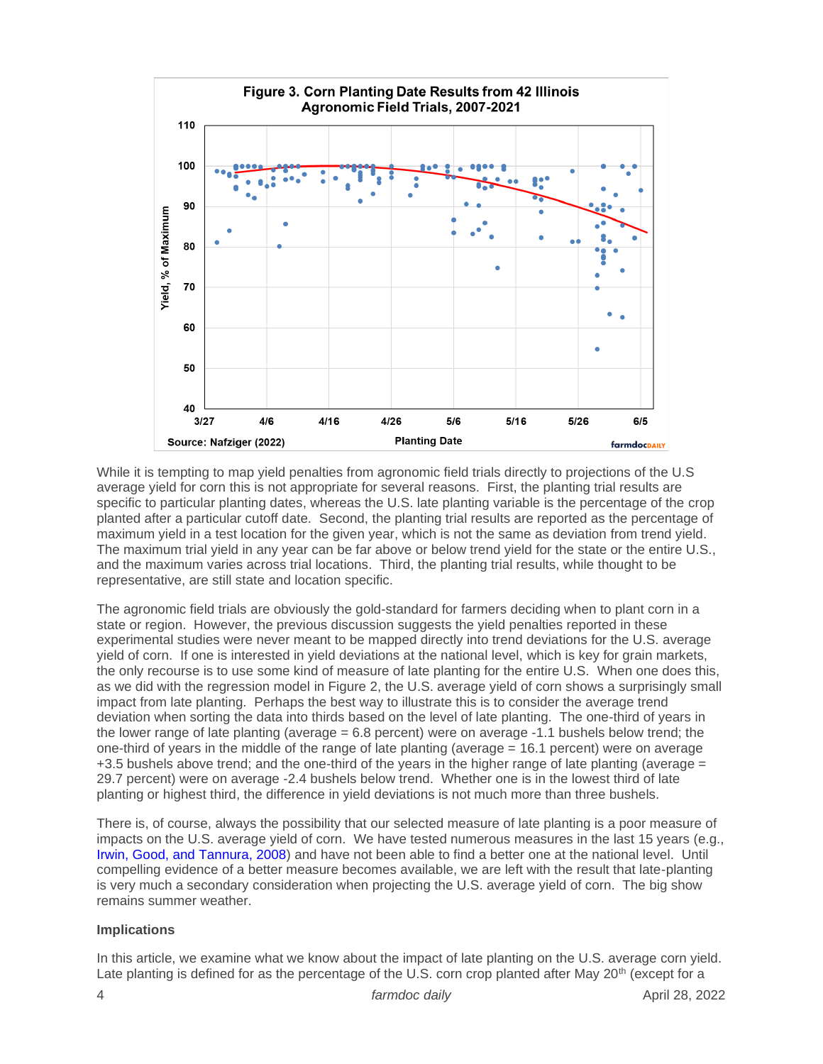**Figure 3. Corn Planting Date Results from 42 Illinois Agronomic Field Trials, 2007-2021**

Source: Nafziger (2022)

While it is tempting to map yield penalties from agronomic field trials directly to projections of the U.S average yield for corn this is not appropriate for several reasons. First, the planting trial results are specific to particular planting dates, whereas the U.S. late planting variable is the percentage of the crop planted after a particular cutoff date. Second, the planting trial results are reported as the percentage of maximum yield in a test location for the given year, which is not the same as deviation from trend yield. The maximum trial yield in any year can be far above or below trend yield for the state or the entire U.S., and the maximum varies across trial locations. Third, the planting trial results, while thought to be representative, are still state and location specific.

The agronomic field trials are obviously the gold-standard for farmers deciding when to plant corn in a state or region. However, the previous discussion suggests the yield penalties reported in these experimental studies were never meant to be mapped directly into trend deviations for the U.S. average yield of corn. If one is interested in yield deviations at the national level, which is key for grain markets, the only recourse is to use some kind of measure of late planting for the entire U.S. When one does this, as we did with the regression model in Figure 2, the U.S. average yield of corn shows a surprisingly small impact from late planting. Perhaps the best way to illustrate this is to consider the average trend deviation when sorting the data into thirds based on the level of late planting. The one-third of years in the lower range of late planting (average = 6.8 percent) were on average -1.1 bushels below trend; the one-third of years in the middle of the range of late planting (average = 16.1 percent) were on average +3.5 bushels above trend; and the one-third of the years in the higher range of late planting (average = 29.7 percent) were on average -2.4 bushels below trend. Whether one is in the lowest third of late planting or highest third, the difference in yield deviations is not much more than three bushels.

There is, of course, always the possibility that our selected measure of late planting is a poor measure of impacts on the U.S. average yield of corn. We have tested numerous measures in the last 15 years (e.g., Irwin, Good, and Tannura, 2008) and have not been able to find a better one at the national level. Until compelling evidence of a better measure becomes available, we are left with the result that late-planting is very much a secondary consideration when projecting the U.S. average yield of corn. The big show remains summer weather.

### Implications

In this article, we examine what we know about the impact of late planting on the U.S. average corn yield. Late planting is defined for as the percentage of the U.S. corn crop planted after May 20th (except for a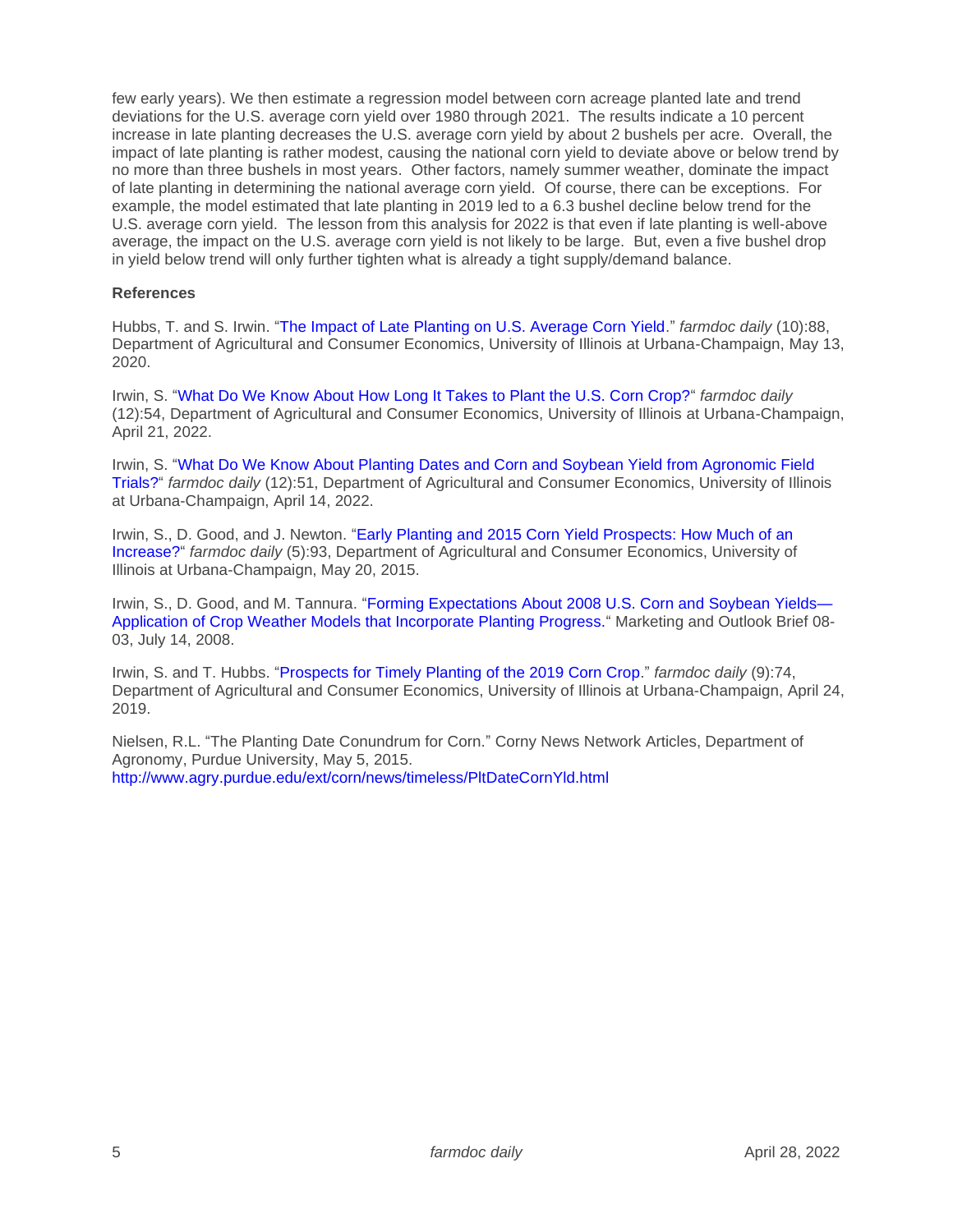few early years). We then estimate a regression model between corn acreage planted late and trend deviations for the U.S. average corn yield over 1980 through 2021. The results indicate a 10 percent increase in late planting decreases the U.S. average corn yield by about 2 bushels per acre. Overall, the impact of late planting is rather modest, causing the national corn yield to deviate above or below trend by no more than three bushels in most years. Other factors, namely summer weather, dominate the impact of late planting in determining the national average corn yield. Of course, there can be exceptions. For example, the model estimated that late planting in 2019 led to a 6.3 bushel decline below trend for the U.S. average corn yield. The lesson from this analysis for 2022 is that even if late planting is well-above average, the impact on the U.S. average corn yield is not likely to be large. But, even a five bushel drop in yield below trend will only further tighten what is already a tight supply/demand balance.

**References**

Hubbs, T. and S. Irwin. "The Impact of Late Planting on U.S. Average Corn Yield." *farmdoc daily* (10):88, Department of Agricultural and Consumer Economics, University of Illinois at Urbana-Champaign, May 13, 2020.

Irwin, S. "What Do We Know About How Long It Takes to Plant the U.S. Corn Crop?" *farmdoc daily* (12):54, Department of Agricultural and Consumer Economics, University of Illinois at Urbana-Champaign, April 21, 2022.

Irwin, S. "What Do We Know About Planting Dates and Corn and Soybean Yield from Agronomic Field Trials?" *farmdoc daily* (12):51, Department of Agricultural and Consumer Economics, University of Illinois at Urbana-Champaign, April 14, 2022.

Irwin, S., D. Good, and J. Newton. "Early Planting and 2015 Corn Yield Prospects: How Much of an Increase?" *farmdoc daily* (5):93, Department of Agricultural and Consumer Economics, University of Illinois at Urbana-Champaign, May 20, 2015.

Irwin, S., D. Good, and M. Tannura. "Forming Expectations About 2008 U.S. Corn and Soybean Yields—Application of Crop Weather Models that Incorporate Planting Progress." Marketing and Outlook Brief 08-03, July 14, 2008.

Irwin, S. and T. Hubbs. "Prospects for Timely Planting of the 2019 Corn Crop." *farmdoc daily* (9):74, Department of Agricultural and Consumer Economics, University of Illinois at Urbana-Champaign, April 24, 2019.

Nielsen, R.L. "The Planting Date Conundrum for Corn." Corny News Network Articles, Department of Agronomy, Purdue University, May 5, 2015. http://www.agry.purdue.edu/ext/corn/news/timeless/PltDateCornYld.html